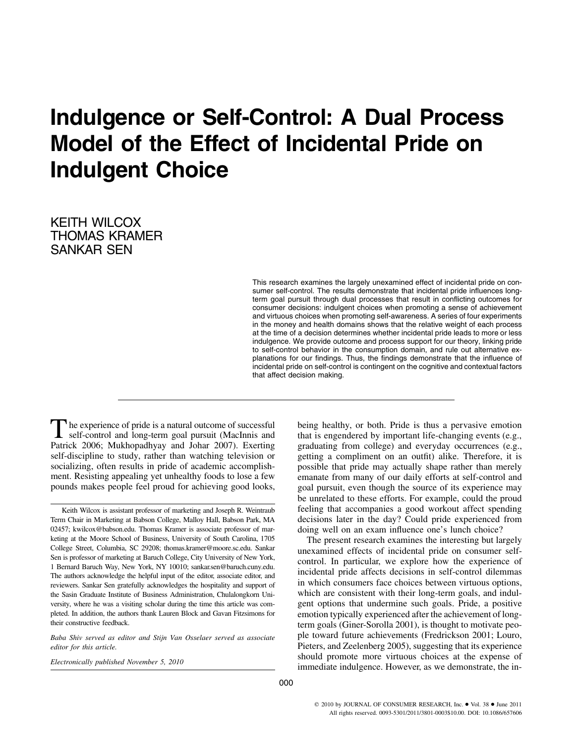# Indulgence or Self-Control: A Dual Process Model of the Effect of Incidental Pride on Indulgent Choice

KEITH WILCOX
THOMAS KRAMER
SANKAR SEN

This research examines the largely unexamined effect of incidental pride on consumer self-control. The results demonstrate that incidental pride influences long-term goal pursuit through dual processes that result in conflicting outcomes for consumer decisions: indulgent choices when promoting a sense of achievement and virtuous choices when promoting self-awareness. A series of four experiments in the money and health domains shows that the relative weight of each process at the time of a decision determines whether incidental pride leads to more or less indulgence. We provide outcome and process support for our theory, linking pride to self-control behavior in the consumption domain, and rule out alternative explanations for our findings. Thus, the findings demonstrate that the influence of incidental pride on self-control is contingent on the cognitive and contextual factors that affect decision making.

The experience of pride is a natural outcome of successful self-control and long-term goal pursuit (MacInnis and Patrick 2006; Mukhopadhyay and Johar 2007). Exerting self-discipline to study, rather than watching television or socializing, often results in pride of academic accomplishment. Resisting appealing yet unhealthy foods to lose a few pounds makes people feel proud for achieving good looks, being healthy, or both. Pride is thus a pervasive emotion that is engendered by important life-changing events (e.g., graduating from college) and everyday occurrences (e.g., getting a compliment on an outfit) alike. Therefore, it is possible that pride may actually shape rather than merely emanate from many of our daily efforts at self-control and goal pursuit, even though the source of its experience may be unrelated to these efforts. For example, could the proud feeling that accompanies a good workout affect spending decisions later in the day? Could pride experienced from doing well on an exam influence one's lunch choice?

The present research examines the interesting but largely unexamined effects of incidental pride on consumer self-control. In particular, we explore how the experience of incidental pride affects decisions in self-control dilemmas in which consumers face choices between virtuous options, which are consistent with their long-term goals, and indulgent options that undermine such goals. Pride, a positive emotion typically experienced after the achievement of long-term goals (Giner-Sorolla 2001), is thought to motivate people toward future achievements (Fredrickson 2001; Louro, Pieters, and Zeelenberg 2005), suggesting that its experience should promote more virtuous choices at the expense of immediate indulgence. However, as we demonstrate, the in-

Keith Wilcox is assistant professor of marketing and Joseph R. Weintraub Term Chair in Marketing at Babson College, Malloy Hall, Babson Park, MA 02457; kwilcox@babson.edu. Thomas Kramer is associate professor of marketing at the Moore School of Business, University of South Carolina, 1705 College Street, Columbia, SC 29208; thomas.kramer@moore.sc.edu. Sankar Sen is professor of marketing at Baruch College, City University of New York, 1 Bernard Baruch Way, New York, NY 10010; sankar.sen@baruch.cuny.edu. The authors acknowledge the helpful input of the editor, associate editor, and reviewers. Sankar Sen gratefully acknowledges the hospitality and support of the Sasin Graduate Institute of Business Administration, Chulalongkorn University, where he was a visiting scholar during the time this article was completed. In addition, the authors thank Lauren Block and Gavan Fitzsimons for their constructive feedback.

*Baba Shiv served as editor and Stijn Van Osselaer served as associate editor for this article.*

*Electronically published November 5, 2010*

© 2010 by JOURNAL OF CONSUMER RESEARCH, Inc. • Vol. 38 • June 2011
All rights reserved. 0093-5301/2011/3801-0003$10.00. DOI: 10.1086/657606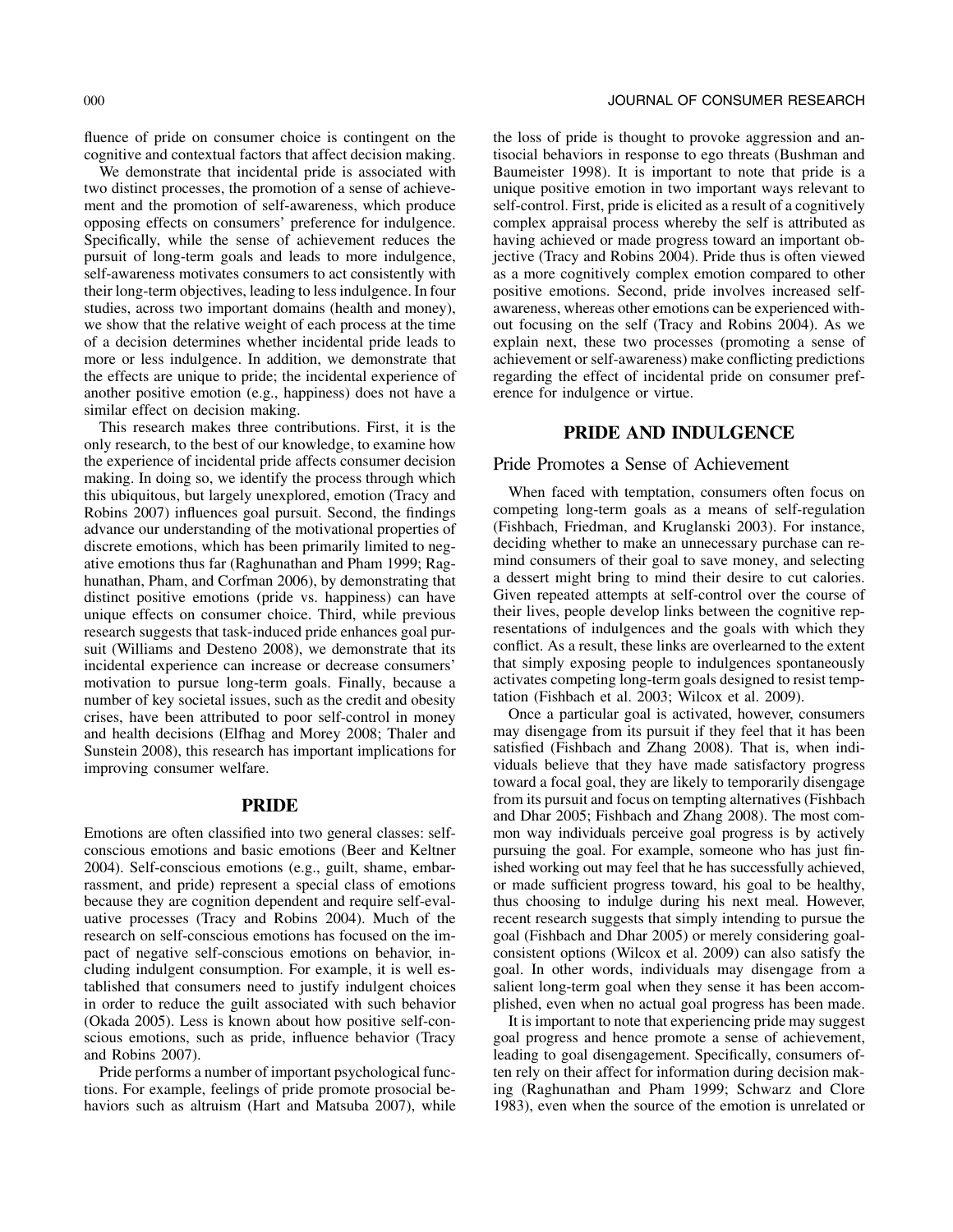fluence of pride on consumer choice is contingent on the cognitive and contextual factors that affect decision making.

We demonstrate that incidental pride is associated with two distinct processes, the promotion of a sense of achievement and the promotion of self-awareness, which produce opposing effects on consumers' preference for indulgence. Specifically, while the sense of achievement reduces the pursuit of long-term goals and leads to more indulgence, self-awareness motivates consumers to act consistently with their long-term objectives, leading to less indulgence. In four studies, across two important domains (health and money), we show that the relative weight of each process at the time of a decision determines whether incidental pride leads to more or less indulgence. In addition, we demonstrate that the effects are unique to pride; the incidental experience of another positive emotion (e.g., happiness) does not have a similar effect on decision making.

This research makes three contributions. First, it is the only research, to the best of our knowledge, to examine how the experience of incidental pride affects consumer decision making. In doing so, we identify the process through which this ubiquitous, but largely unexplored, emotion (Tracy and Robins 2007) influences goal pursuit. Second, the findings advance our understanding of the motivational properties of discrete emotions, which has been primarily limited to negative emotions thus far (Raghunathan and Pham 1999; Raghunathan, Pham, and Corfman 2006), by demonstrating that distinct positive emotions (pride vs. happiness) can have unique effects on consumer choice. Third, while previous research suggests that task-induced pride enhances goal pursuit (Williams and Desteno 2008), we demonstrate that its incidental experience can increase or decrease consumers' motivation to pursue long-term goals. Finally, because a number of key societal issues, such as the credit and obesity crises, have been attributed to poor self-control in money and health decisions (Elfhag and Morey 2008; Thaler and Sunstein 2008), this research has important implications for improving consumer welfare.

## PRIDE

Emotions are often classified into two general classes: self-conscious emotions and basic emotions (Beer and Keltner 2004). Self-conscious emotions (e.g., guilt, shame, embarrassment, and pride) represent a special class of emotions because they are cognition dependent and require self-evaluative processes (Tracy and Robins 2004). Much of the research on self-conscious emotions has focused on the impact of negative self-conscious emotions on behavior, including indulgent consumption. For example, it is well established that consumers need to justify indulgent choices in order to reduce the guilt associated with such behavior (Okada 2005). Less is known about how positive self-conscious emotions, such as pride, influence behavior (Tracy and Robins 2007).

Pride performs a number of important psychological functions. For example, feelings of pride promote prosocial behaviors such as altruism (Hart and Matsuba 2007), while the loss of pride is thought to provoke aggression and antisocial behaviors in response to ego threats (Bushman and Baumeister 1998). It is important to note that pride is a unique positive emotion in two important ways relevant to self-control. First, pride is elicited as a result of a cognitively complex appraisal process whereby the self is attributed as having achieved or made progress toward an important objective (Tracy and Robins 2004). Pride thus is often viewed as a more cognitively complex emotion compared to other positive emotions. Second, pride involves increased self-awareness, whereas other emotions can be experienced without focusing on the self (Tracy and Robins 2004). As we explain next, these two processes (promoting a sense of achievement or self-awareness) make conflicting predictions regarding the effect of incidental pride on consumer preference for indulgence or virtue.

## PRIDE AND INDULGENCE

### Pride Promotes a Sense of Achievement

When faced with temptation, consumers often focus on competing long-term goals as a means of self-regulation (Fishbach, Friedman, and Kruglanski 2003). For instance, deciding whether to make an unnecessary purchase can remind consumers of their goal to save money, and selecting a dessert might bring to mind their desire to cut calories. Given repeated attempts at self-control over the course of their lives, people develop links between the cognitive representations of indulgences and the goals with which they conflict. As a result, these links are overlearned to the extent that simply exposing people to indulgences spontaneously activates competing long-term goals designed to resist temptation (Fishbach et al. 2003; Wilcox et al. 2009).

Once a particular goal is activated, however, consumers may disengage from its pursuit if they feel that it has been satisfied (Fishbach and Zhang 2008). That is, when individuals believe that they have made satisfactory progress toward a focal goal, they are likely to temporarily disengage from its pursuit and focus on tempting alternatives (Fishbach and Dhar 2005; Fishbach and Zhang 2008). The most common way individuals perceive goal progress is by actively pursuing the goal. For example, someone who has just finished working out may feel that he has successfully achieved, or made sufficient progress toward, his goal to be healthy, thus choosing to indulge during his next meal. However, recent research suggests that simply intending to pursue the goal (Fishbach and Dhar 2005) or merely considering goal-consistent options (Wilcox et al. 2009) can also satisfy the goal. In other words, individuals may disengage from a salient long-term goal when they sense it has been accomplished, even when no actual goal progress has been made.

It is important to note that experiencing pride may suggest goal progress and hence promote a sense of achievement, leading to goal disengagement. Specifically, consumers often rely on their affect for information during decision making (Raghunathan and Pham 1999; Schwarz and Clore 1983), even when the source of the emotion is unrelated or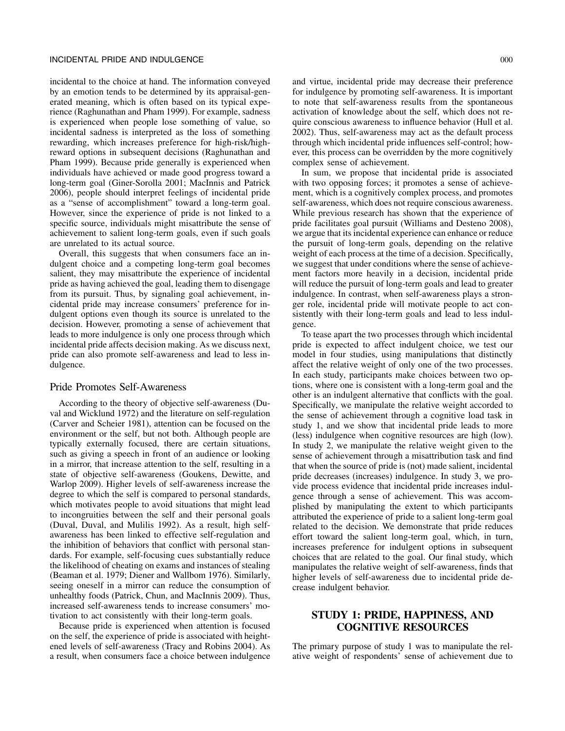incidental to the choice at hand. The information conveyed by an emotion tends to be determined by its appraisal-generated meaning, which is often based on its typical experience (Raghunathan and Pham 1999). For example, sadness is experienced when people lose something of value, so incidental sadness is interpreted as the loss of something rewarding, which increases preference for high-risk/high-reward options in subsequent decisions (Raghunathan and Pham 1999). Because pride generally is experienced when individuals have achieved or made good progress toward a long-term goal (Giner-Sorolla 2001; MacInnis and Patrick 2006), people should interpret feelings of incidental pride as a "sense of accomplishment" toward a long-term goal. However, since the experience of pride is not linked to a specific source, individuals might misattribute the sense of achievement to salient long-term goals, even if such goals are unrelated to its actual source.

Overall, this suggests that when consumers face an indulgent choice and a competing long-term goal becomes salient, they may misattribute the experience of incidental pride as having achieved the goal, leading them to disengage from its pursuit. Thus, by signaling goal achievement, incidental pride may increase consumers' preference for indulgent options even though its source is unrelated to the decision. However, promoting a sense of achievement that leads to more indulgence is only one process through which incidental pride affects decision making. As we discuss next, pride can also promote self-awareness and lead to less indulgence.

## Pride Promotes Self-Awareness

According to the theory of objective self-awareness (Duval and Wicklund 1972) and the literature on self-regulation (Carver and Scheier 1981), attention can be focused on the environment or the self, but not both. Although people are typically externally focused, there are certain situations, such as giving a speech in front of an audience or looking in a mirror, that increase attention to the self, resulting in a state of objective self-awareness (Goukens, Dewitte, and Warlop 2009). Higher levels of self-awareness increase the degree to which the self is compared to personal standards, which motivates people to avoid situations that might lead to incongruities between the self and their personal goals (Duval, Duval, and Mulilis 1992). As a result, high self-awareness has been linked to effective self-regulation and the inhibition of behaviors that conflict with personal standards. For example, self-focusing cues substantially reduce the likelihood of cheating on exams and instances of stealing (Beaman et al. 1979; Diener and Wallbom 1976). Similarly, seeing oneself in a mirror can reduce the consumption of unhealthy foods (Patrick, Chun, and MacInnis 2009). Thus, increased self-awareness tends to increase consumers' motivation to act consistently with their long-term goals.

Because pride is experienced when attention is focused on the self, the experience of pride is associated with heightened levels of self-awareness (Tracy and Robins 2004). As a result, when consumers face a choice between indulgence and virtue, incidental pride may decrease their preference for indulgence by promoting self-awareness. It is important to note that self-awareness results from the spontaneous activation of knowledge about the self, which does not require conscious awareness to influence behavior (Hull et al. 2002). Thus, self-awareness may act as the default process through which incidental pride influences self-control; however, this process can be overridden by the more cognitively complex sense of achievement.

In sum, we propose that incidental pride is associated with two opposing forces; it promotes a sense of achievement, which is a cognitively complex process, and promotes self-awareness, which does not require conscious awareness. While previous research has shown that the experience of pride facilitates goal pursuit (Williams and Desteno 2008), we argue that its incidental experience can enhance or reduce the pursuit of long-term goals, depending on the relative weight of each process at the time of a decision. Specifically, we suggest that under conditions where the sense of achievement factors more heavily in a decision, incidental pride will reduce the pursuit of long-term goals and lead to greater indulgence. In contrast, when self-awareness plays a stronger role, incidental pride will motivate people to act consistently with their long-term goals and lead to less indulgence.

To tease apart the two processes through which incidental pride is expected to affect indulgent choice, we test our model in four studies, using manipulations that distinctly affect the relative weight of only one of the two processes. In each study, participants make choices between two options, where one is consistent with a long-term goal and the other is an indulgent alternative that conflicts with the goal. Specifically, we manipulate the relative weight accorded to the sense of achievement through a cognitive load task in study 1, and we show that incidental pride leads to more (less) indulgence when cognitive resources are high (low). In study 2, we manipulate the relative weight given to the sense of achievement through a misattribution task and find that when the source of pride is (not) made salient, incidental pride decreases (increases) indulgence. In study 3, we provide process evidence that incidental pride increases indulgence through a sense of achievement. This was accomplished by manipulating the extent to which participants attributed the experience of pride to a salient long-term goal related to the decision. We demonstrate that pride reduces effort toward the salient long-term goal, which, in turn, increases preference for indulgent options in subsequent choices that are related to the goal. Our final study, which manipulates the relative weight of self-awareness, finds that higher levels of self-awareness due to incidental pride decrease indulgent behavior.

# STUDY 1: PRIDE, HAPPINESS, AND COGNITIVE RESOURCES

The primary purpose of study 1 was to manipulate the relative weight of respondents' sense of achievement due to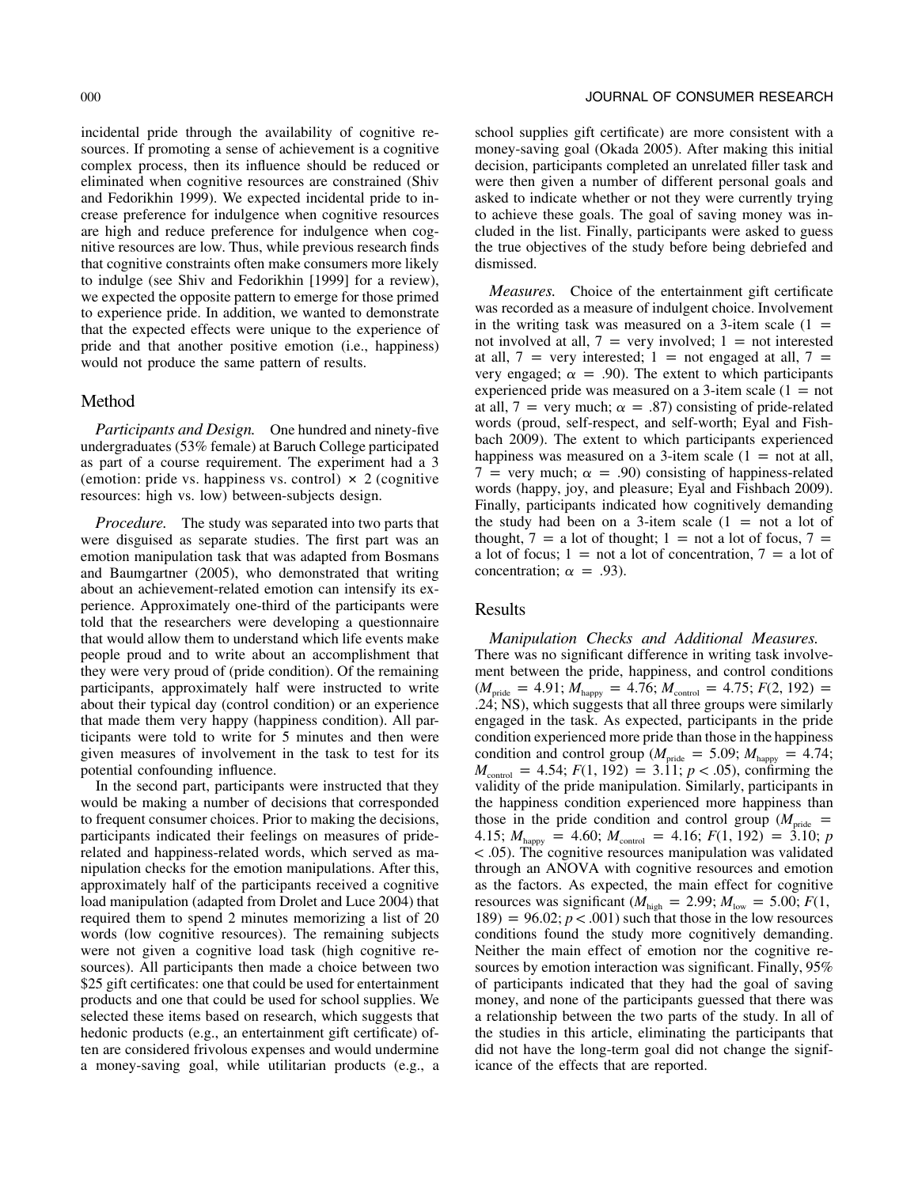incidental pride through the availability of cognitive resources. If promoting a sense of achievement is a cognitive complex process, then its influence should be reduced or eliminated when cognitive resources are constrained (Shiv and Fedorikhin 1999). We expected incidental pride to increase preference for indulgence when cognitive resources are high and reduce preference for indulgence when cognitive resources are low. Thus, while previous research finds that cognitive constraints often make consumers more likely to indulge (see Shiv and Fedorikhin [1999] for a review), we expected the opposite pattern to emerge for those primed to experience pride. In addition, we wanted to demonstrate that the expected effects were unique to the experience of pride and that another positive emotion (i.e., happiness) would not produce the same pattern of results.

## Method

*Participants and Design.* One hundred and ninety-five undergraduates (53% female) at Baruch College participated as part of a course requirement. The experiment had a 3 (emotion: pride vs. happiness vs. control) × 2 (cognitive resources: high vs. low) between-subjects design.

*Procedure.* The study was separated into two parts that were disguised as separate studies. The first part was an emotion manipulation task that was adapted from Bosmans and Baumgartner (2005), who demonstrated that writing about an achievement-related emotion can intensify its experience. Approximately one-third of the participants were told that the researchers were developing a questionnaire that would allow them to understand which life events make people proud and to write about an accomplishment that they were very proud of (pride condition). Of the remaining participants, approximately half were instructed to write about their typical day (control condition) or an experience that made them very happy (happiness condition). All participants were told to write for 5 minutes and then were given measures of involvement in the task to test for its potential confounding influence.

In the second part, participants were instructed that they would be making a number of decisions that corresponded to frequent consumer choices. Prior to making the decisions, participants indicated their feelings on measures of pride-related and happiness-related words, which served as manipulation checks for the emotion manipulations. After this, approximately half of the participants received a cognitive load manipulation (adapted from Drolet and Luce 2004) that required them to spend 2 minutes memorizing a list of 20 words (low cognitive resources). The remaining subjects were not given a cognitive load task (high cognitive resources). All participants then made a choice between two \$25 gift certificates: one that could be used for entertainment products and one that could be used for school supplies. We selected these items based on research, which suggests that hedonic products (e.g., an entertainment gift certificate) often are considered frivolous expenses and would undermine a money-saving goal, while utilitarian products (e.g., a school supplies gift certificate) are more consistent with a money-saving goal (Okada 2005). After making this initial decision, participants completed an unrelated filler task and were then given a number of different personal goals and asked to indicate whether or not they were currently trying to achieve these goals. The goal of saving money was included in the list. Finally, participants were asked to guess the true objectives of the study before being debriefed and dismissed.

*Measures.* Choice of the entertainment gift certificate was recorded as a measure of indulgent choice. Involvement in the writing task was measured on a 3-item scale (1 = not involved at all, 7 = very involved; 1 = not interested at all, 7 = very interested; 1 = not engaged at all, 7 = very engaged; $\alpha = .90$). The extent to which participants experienced pride was measured on a 3-item scale (1 = not at all, 7 = very much; $\alpha = .87$) consisting of pride-related words (proud, self-respect, and self-worth; Eyal and Fishbach 2009). The extent to which participants experienced happiness was measured on a 3-item scale (1 = not at all, 7 = very much; $\alpha = .90$) consisting of happiness-related words (happy, joy, and pleasure; Eyal and Fishbach 2009). Finally, participants indicated how cognitively demanding the study had been on a 3-item scale (1 = not a lot of thought, 7 = a lot of thought; 1 = not a lot of focus, 7 = a lot of focus; 1 = not a lot of concentration, 7 = a lot of concentration; $\alpha = .93$).

## Results

*Manipulation Checks and Additional Measures.* There was no significant difference in writing task involvement between the pride, happiness, and control conditions ($M_{pride} = 4.91$; $M_{happy} = 4.76$; $M_{control} = 4.75$; $F(2, 192) = .24$; NS), which suggests that all three groups were similarly engaged in the task. As expected, participants in the pride condition experienced more pride than those in the happiness condition and control group ($M_{pride} = 5.09$; $M_{happy} = 4.74$; $M_{control} = 4.54$; $F(1, 192) = 3.11$; $p < .05$), confirming the validity of the pride manipulation. Similarly, participants in the happiness condition experienced more happiness than those in the pride condition and control group ($M_{pride} = 4.15$; $M_{happy} = 4.60$; $M_{control} = 4.16$; $F(1, 192) = 3.10$; $p < .05$). The cognitive resources manipulation was validated through an ANOVA with cognitive resources and emotion as the factors. As expected, the main effect for cognitive resources was significant ($M_{high} = 2.99$; $M_{low} = 5.00$; $F(1, 189) = 96.02$; $p < .001$) such that those in the low resources conditions found the study more cognitively demanding. Neither the main effect of emotion nor the cognitive resources by emotion interaction was significant. Finally, 95% of participants indicated that they had the goal of saving money, and none of the participants guessed that there was a relationship between the two parts of the study. In all of the studies in this article, eliminating the participants that did not have the long-term goal did not change the significance of the effects that are reported.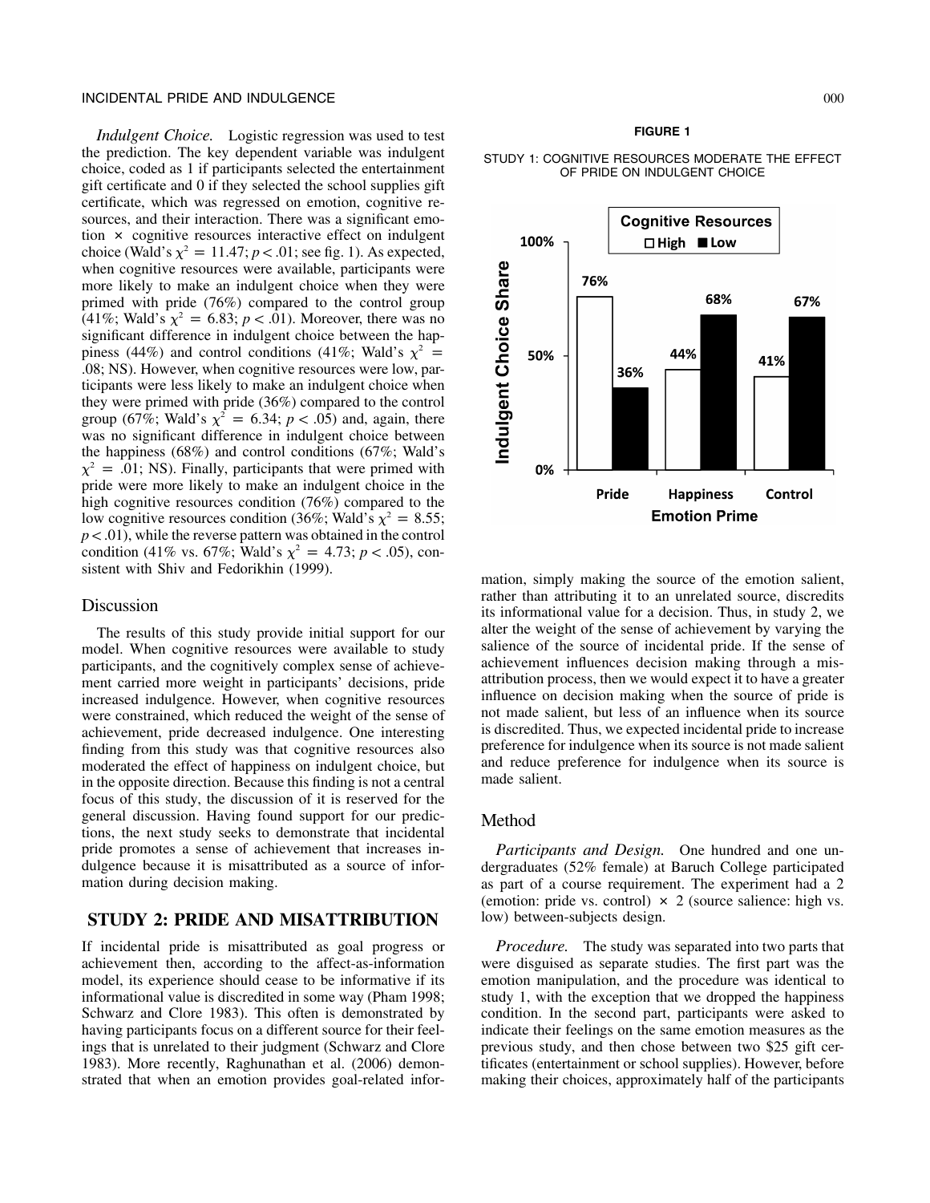*Indulgent Choice.* Logistic regression was used to test the prediction. The key dependent variable was indulgent choice, coded as 1 if participants selected the entertainment gift certificate and 0 if they selected the school supplies gift certificate, which was regressed on emotion, cognitive resources, and their interaction. There was a significant emotion × cognitive resources interactive effect on indulgent choice (Wald's $\chi^2 = 11.47$; $p < .01$; see fig. 1). As expected, when cognitive resources were available, participants were more likely to make an indulgent choice when they were primed with pride (76%) compared to the control group (41%; Wald's $\chi^2 = 6.83$; $p < .01$). Moreover, there was no significant difference in indulgent choice between the happiness (44%) and control conditions (41%; Wald's $\chi^2 = .08$; NS). However, when cognitive resources were low, participants were less likely to make an indulgent choice when they were primed with pride (36%) compared to the control group (67%; Wald's $\chi^2 = 6.34$; $p < .05$) and, again, there was no significant difference in indulgent choice between the happiness (68%) and control conditions (67%; Wald's $\chi^2 = .01$; NS). Finally, participants that were primed with pride were more likely to make an indulgent choice in the high cognitive resources condition (76%) compared to the low cognitive resources condition (36%; Wald's $\chi^2 = 8.55$; $p < .01$), while the reverse pattern was obtained in the control condition (41% vs. 67%; Wald's $\chi^2 = 4.73$; $p < .05$), consistent with Shiv and Fedorikhin (1999).

## Discussion

The results of this study provide initial support for our model. When cognitive resources were available to study participants, and the cognitively complex sense of achievement carried more weight in participants' decisions, pride increased indulgence. However, when cognitive resources were constrained, which reduced the weight of the sense of achievement, pride decreased indulgence. One interesting finding from this study was that cognitive resources also moderated the effect of happiness on indulgent choice, but in the opposite direction. Because this finding is not a central focus of this study, the discussion of it is reserved for the general discussion. Having found support for our predictions, the next study seeks to demonstrate that incidental pride promotes a sense of achievement that increases indulgence because it is misattributed as a source of information during decision making.

**FIGURE 1**

STUDY 1: COGNITIVE RESOURCES MODERATE THE EFFECT OF PRIDE ON INDULGENT CHOICE

| Emotion Prime | High Cognitive Resources | Low Cognitive Resources |
|---|---|---|
| Pride | 76% | 36% |
| Happiness | 44% | 68% |
| Control | 41% | 67% |

# STUDY 2: PRIDE AND MISATTRIBUTION

If incidental pride is misattributed as goal progress or achievement then, according to the affect-as-information model, its experience should cease to be informative if its informational value is discredited in some way (Pham 1998; Schwarz and Clore 1983). This often is demonstrated by having participants focus on a different source for their feelings that is unrelated to their judgment (Schwarz and Clore 1983). More recently, Raghunathan et al. (2006) demonstrated that when an emotion provides goal-related information, simply making the source of the emotion salient, rather than attributing it to an unrelated source, discredits its informational value for a decision. Thus, in study 2, we alter the weight of the sense of achievement by varying the salience of the source of incidental pride. If the sense of achievement influences decision making through a misattribution process, then we would expect it to have a greater influence on decision making when the source of pride is not made salient, but less of an influence when its source is discredited. Thus, we expected incidental pride to increase preference for indulgence when its source is not made salient and reduce preference for indulgence when its source is made salient.

## Method

*Participants and Design.* One hundred and one undergraduates (52% female) at Baruch College participated as part of a course requirement. The experiment had a 2 (emotion: pride vs. control) × 2 (source salience: high vs. low) between-subjects design.

*Procedure.* The study was separated into two parts that were disguised as separate studies. The first part was the emotion manipulation, and the procedure was identical to study 1, with the exception that we dropped the happiness condition. In the second part, participants were asked to indicate their feelings on the same emotion measures as the previous study, and then chose between two \$25 gift certificates (entertainment or school supplies). However, before making their choices, approximately half of the participants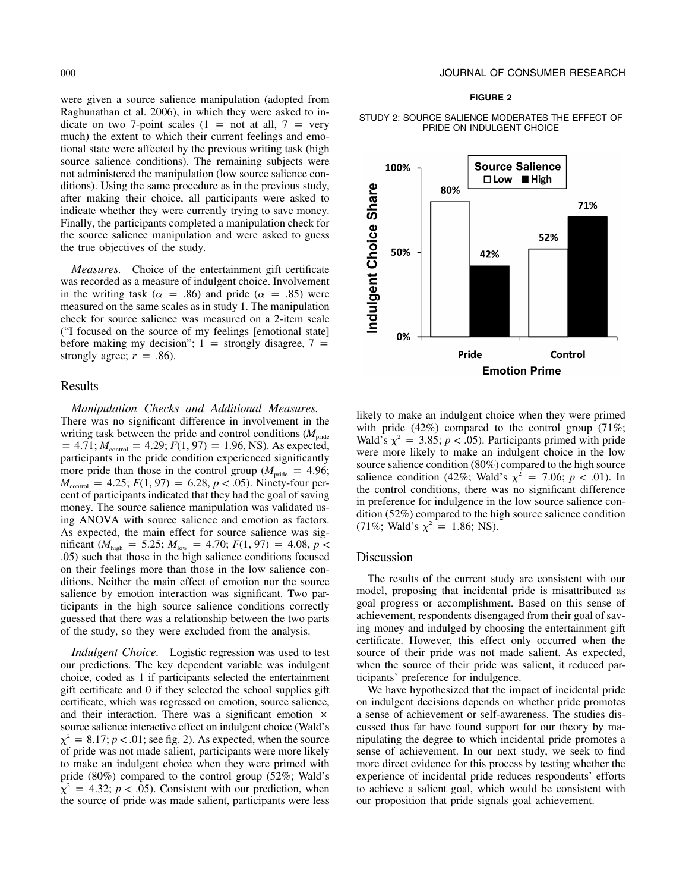were given a source salience manipulation (adopted from Raghunathan et al. 2006), in which they were asked to indicate on two 7-point scales (1 = not at all, 7 = very much) the extent to which their current feelings and emotional state were affected by the previous writing task (high source salience conditions). The remaining subjects were not administered the manipulation (low source salience conditions). Using the same procedure as in the previous study, after making their choice, all participants were asked to indicate whether they were currently trying to save money. Finally, the participants completed a manipulation check for the source salience manipulation and were asked to guess the true objectives of the study.

*Measures.* Choice of the entertainment gift certificate was recorded as a measure of indulgent choice. Involvement in the writing task ($\alpha = .86$) and pride ($\alpha = .85$) were measured on the same scales as in study 1. The manipulation check for source salience was measured on a 2-item scale ("I focused on the source of my feelings [emotional state] before making my decision"; 1 = strongly disagree, 7 = strongly agree; $r = .86$).

## Results

*Manipulation Checks and Additional Measures.* There was no significant difference in involvement in the writing task between the pride and control conditions ($M_{\text{pride}} = 4.71$; $M_{\text{control}} = 4.29$; $F(1, 97) = 1.96$, NS). As expected, participants in the pride condition experienced significantly more pride than those in the control group ($M_{\text{pride}} = 4.96$; $M_{\text{control}} = 4.25$; $F(1, 97) = 6.28$, $p < .05$). Ninety-four percent of participants indicated that they had the goal of saving money. The source salience manipulation was validated using ANOVA with source salience and emotion as factors. As expected, the main effect for source salience was significant ($M_{\text{high}} = 5.25$; $M_{\text{low}} = 4.70$; $F(1, 97) = 4.08$, $p < .05$) such that those in the high salience conditions focused on their feelings more than those in the low salience conditions. Neither the main effect of emotion nor the source salience by emotion interaction was significant. Two participants in the high source salience conditions correctly guessed that there was a relationship between the two parts of the study, so they were excluded from the analysis.

*Indulgent Choice.* Logistic regression was used to test our predictions. The key dependent variable was indulgent choice, coded as 1 if participants selected the entertainment gift certificate and 0 if they selected the school supplies gift certificate, which was regressed on emotion, source salience, and their interaction. There was a significant emotion × source salience interactive effect on indulgent choice (Wald's $\chi^2 = 8.17$; $p < .01$; see fig. 2). As expected, when the source of pride was not made salient, participants were more likely to make an indulgent choice when they were primed with pride (80%) compared to the control group (52%; Wald's $\chi^2 = 4.32$; $p < .05$). Consistent with our prediction, when the source of pride was made salient, participants were less likely to make an indulgent choice when they were primed with pride (42%) compared to the control group (71%; Wald's $\chi^2 = 3.85$; $p < .05$). Participants primed with pride were more likely to make an indulgent choice in the low source salience condition (80%) compared to the high source salience condition (42%; Wald's $\chi^2 = 7.06$; $p < .01$). In the control conditions, there was no significant difference in preference for indulgence in the low source salience condition (52%) compared to the high source salience condition (71%; Wald's $\chi^2 = 1.86$; NS).

**FIGURE 2**

STUDY 2: SOURCE SALIENCE MODERATES THE EFFECT OF PRIDE ON INDULGENT CHOICE

| Emotion Prime | Low Source Salience | High Source Salience |
|---|---|---|
| Pride | 80% | 42% |
| Control | 52% | 71% |

## Discussion

The results of the current study are consistent with our model, proposing that incidental pride is misattributed as goal progress or accomplishment. Based on this sense of achievement, respondents disengaged from their goal of saving money and indulged by choosing the entertainment gift certificate. However, this effect only occurred when the source of their pride was not made salient. As expected, when the source of their pride was salient, it reduced participants' preference for indulgence.

We have hypothesized that the impact of incidental pride on indulgent decisions depends on whether pride promotes a sense of achievement or self-awareness. The studies discussed thus far have found support for our theory by manipulating the degree to which incidental pride promotes a sense of achievement. In our next study, we seek to find more direct evidence for this process by testing whether the experience of incidental pride reduces respondents' efforts to achieve a salient goal, which would be consistent with our proposition that pride signals goal achievement.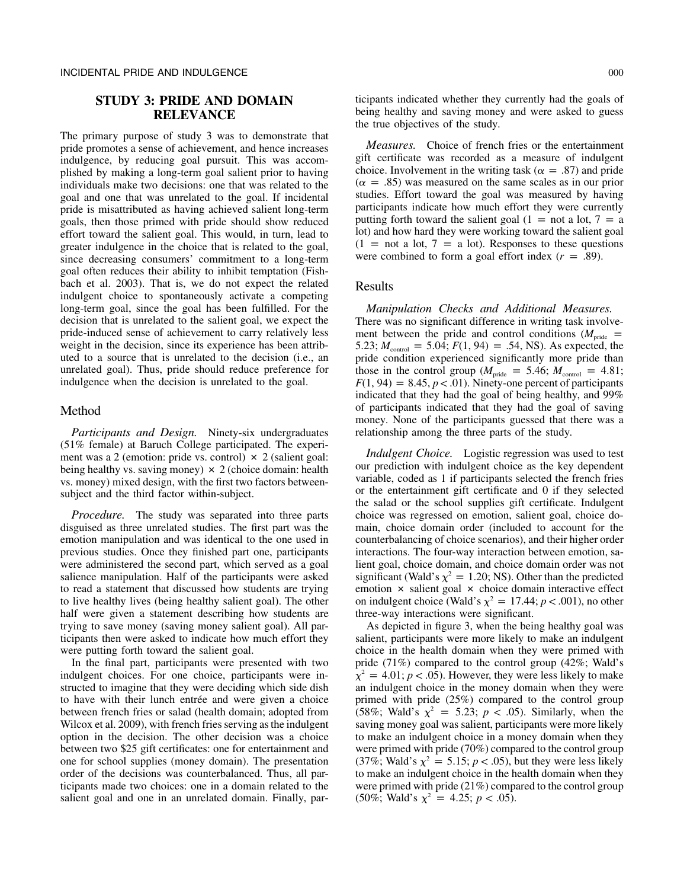## STUDY 3: PRIDE AND DOMAIN RELEVANCE

The primary purpose of study 3 was to demonstrate that pride promotes a sense of achievement, and hence increases indulgence, by reducing goal pursuit. This was accomplished by making a long-term goal salient prior to having individuals make two decisions: one that was related to the goal and one that was unrelated to the goal. If incidental pride is misattributed as having achieved salient long-term goals, then those primed with pride should show reduced effort toward the salient goal. This would, in turn, lead to greater indulgence in the choice that is related to the goal, since decreasing consumers' commitment to a long-term goal often reduces their ability to inhibit temptation (Fishbach et al. 2003). That is, we do not expect the related indulgent choice to spontaneously activate a competing long-term goal, since the goal has been fulfilled. For the decision that is unrelated to the salient goal, we expect the pride-induced sense of achievement to carry relatively less weight in the decision, since its experience has been attributed to a source that is unrelated to the decision (i.e., an unrelated goal). Thus, pride should reduce preference for indulgence when the decision is unrelated to the goal.

### Method

*Participants and Design.* Ninety-six undergraduates (51% female) at Baruch College participated. The experiment was a 2 (emotion: pride vs. control) × 2 (salient goal: being healthy vs. saving money) × 2 (choice domain: health vs. money) mixed design, with the first two factors between-subject and the third factor within-subject.

*Procedure.* The study was separated into three parts disguised as three unrelated studies. The first part was the emotion manipulation and was identical to the one used in previous studies. Once they finished part one, participants were administered the second part, which served as a goal salience manipulation. Half of the participants were asked to read a statement that discussed how students are trying to live healthy lives (being healthy salient goal). The other half were given a statement describing how students are trying to save money (saving money salient goal). All participants then were asked to indicate how much effort they were putting forth toward the salient goal.

In the final part, participants were presented with two indulgent choices. For one choice, participants were instructed to imagine that they were deciding which side dish to have with their lunch entrée and were given a choice between french fries or salad (health domain; adopted from Wilcox et al. 2009), with french fries serving as the indulgent option in the decision. The other decision was a choice between two $25 gift certificates: one for entertainment and one for school supplies (money domain). The presentation order of the decisions was counterbalanced. Thus, all participants made two choices: one in a domain related to the salient goal and one in an unrelated domain. Finally, participants indicated whether they currently had the goals of being healthy and saving money and were asked to guess the true objectives of the study.

*Measures.* Choice of french fries or the entertainment gift certificate was recorded as a measure of indulgent choice. Involvement in the writing task ($\alpha = .87$) and pride ($\alpha = .85$) was measured on the same scales as in our prior studies. Effort toward the goal was measured by having participants indicate how much effort they were currently putting forth toward the salient goal (1 = not a lot, 7 = a lot) and how hard they were working toward the salient goal (1 = not a lot, 7 = a lot). Responses to these questions were combined to form a goal effort index ($r = .89$).

### Results

*Manipulation Checks and Additional Measures.* There was no significant difference in writing task involvement between the pride and control conditions ($M_{\text{pride}} = 5.23$; $M_{\text{control}} = 5.04$; $F(1, 94) = .54$, NS). As expected, the pride condition experienced significantly more pride than those in the control group ($M_{\text{pride}} = 5.46$; $M_{\text{control}} = 4.81$; $F(1, 94) = 8.45$, $p < .01$). Ninety-one percent of participants indicated that they had the goal of being healthy, and 99% of participants indicated that they had the goal of saving money. None of the participants guessed that there was a relationship among the three parts of the study.

*Indulgent Choice.* Logistic regression was used to test our prediction with indulgent choice as the key dependent variable, coded as 1 if participants selected the french fries or the entertainment gift certificate and 0 if they selected the salad or the school supplies gift certificate. Indulgent choice was regressed on emotion, salient goal, choice domain, choice domain order (included to account for the counterbalancing of choice scenarios), and their higher order interactions. The four-way interaction between emotion, salient goal, choice domain, and choice domain order was not significant (Wald's $\chi^2 = 1.20$; NS). Other than the predicted emotion × salient goal × choice domain interactive effect on indulgent choice (Wald's $\chi^2 = 17.44$; $p < .001$), no other three-way interactions were significant.

As depicted in figure 3, when the being healthy goal was salient, participants were more likely to make an indulgent choice in the health domain when they were primed with pride (71%) compared to the control group (42%; Wald's $\chi^2 = 4.01$; $p < .05$). However, they were less likely to make an indulgent choice in the money domain when they were primed with pride (25%) compared to the control group (58%; Wald's $\chi^2 = 5.23$; $p < .05$). Similarly, when the saving money goal was salient, participants were more likely to make an indulgent choice in a money domain when they were primed with pride (70%) compared to the control group (37%; Wald's $\chi^2 = 5.15$; $p < .05$), but they were less likely to make an indulgent choice in the health domain when they were primed with pride (21%) compared to the control group (50%; Wald's $\chi^2 = 4.25$; $p < .05$).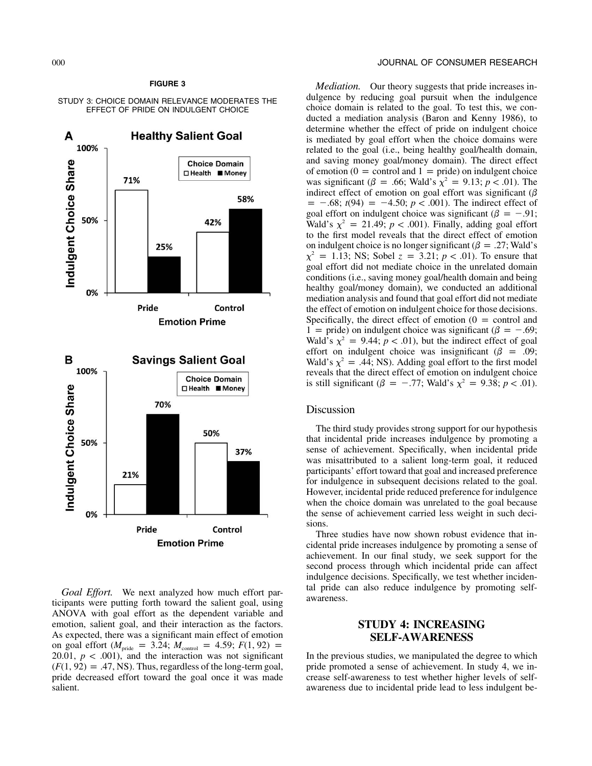**FIGURE 3**

STUDY 3: CHOICE DOMAIN RELEVANCE MODERATES THE EFFECT OF PRIDE ON INDULGENT CHOICE

*Goal Effort.* We next analyzed how much effort participants were putting forth toward the salient goal, using ANOVA with goal effort as the dependent variable and emotion, salient goal, and their interaction as the factors. As expected, there was a significant main effect of emotion on goal effort ($M_{pride}$ = 3.24; $M_{control}$ = 4.59; $F(1, 92)$ = 20.01, $p < .001$), and the interaction was not significant ($F(1, 92)$ = .47, NS). Thus, regardless of the long-term goal, pride decreased effort toward the goal once it was made salient.

*Mediation.* Our theory suggests that pride increases indulgence by reducing goal pursuit when the indulgence choice domain is related to the goal. To test this, we conducted a mediation analysis (Baron and Kenny 1986), to determine whether the effect of pride on indulgent choice is mediated by goal effort when the choice domains were related to the goal (i.e., being healthy goal/health domain, and saving money goal/money domain). The direct effect of emotion (0 = control and 1 = pride) on indulgent choice was significant ($\beta$ = .66; Wald's $\chi^2$ = 9.13; $p < .01$). The indirect effect of emotion on goal effort was significant ($\beta$ = −.68; $t(94)$ = −4.50; $p < .001$). The indirect effect of goal effort on indulgent choice was significant ($\beta$ = −.91; Wald's $\chi^2$ = 21.49; $p < .001$). Finally, adding goal effort to the first model reveals that the direct effect of emotion on indulgent choice is no longer significant ($\beta$ = .27; Wald's $\chi^2$ = 1.13; NS; Sobel $z$ = 3.21; $p < .01$). To ensure that goal effort did not mediate choice in the unrelated domain conditions (i.e., saving money goal/health domain and being healthy goal/money domain), we conducted an additional mediation analysis and found that goal effort did not mediate the effect of emotion on indulgent choice for those decisions. Specifically, the direct effect of emotion (0 = control and 1 = pride) on indulgent choice was significant ($\beta$ = −.69; Wald's $\chi^2$ = 9.44; $p < .01$), but the indirect effect of goal effort on indulgent choice was insignificant ($\beta$ = .09; Wald's $\chi^2$ = .44; NS). Adding goal effort to the first model reveals that the direct effect of emotion on indulgent choice is still significant ($\beta$ = −.77; Wald's $\chi^2$ = 9.38; $p < .01$).

## Discussion

The third study provides strong support for our hypothesis that incidental pride increases indulgence by promoting a sense of achievement. Specifically, when incidental pride was misattributed to a salient long-term goal, it reduced participants' effort toward that goal and increased preference for indulgence in subsequent decisions related to the goal. However, incidental pride reduced preference for indulgence when the choice domain was unrelated to the goal because the sense of achievement carried less weight in such decisions.

Three studies have now shown robust evidence that incidental pride increases indulgence by promoting a sense of achievement. In our final study, we seek support for the second process through which incidental pride can affect indulgence decisions. Specifically, we test whether incidental pride can also reduce indulgence by promoting self-awareness.

## STUDY 4: INCREASING SELF-AWARENESS

In the previous studies, we manipulated the degree to which pride promoted a sense of achievement. In study 4, we increase self-awareness to test whether higher levels of self-awareness due to incidental pride lead to less indulgent be-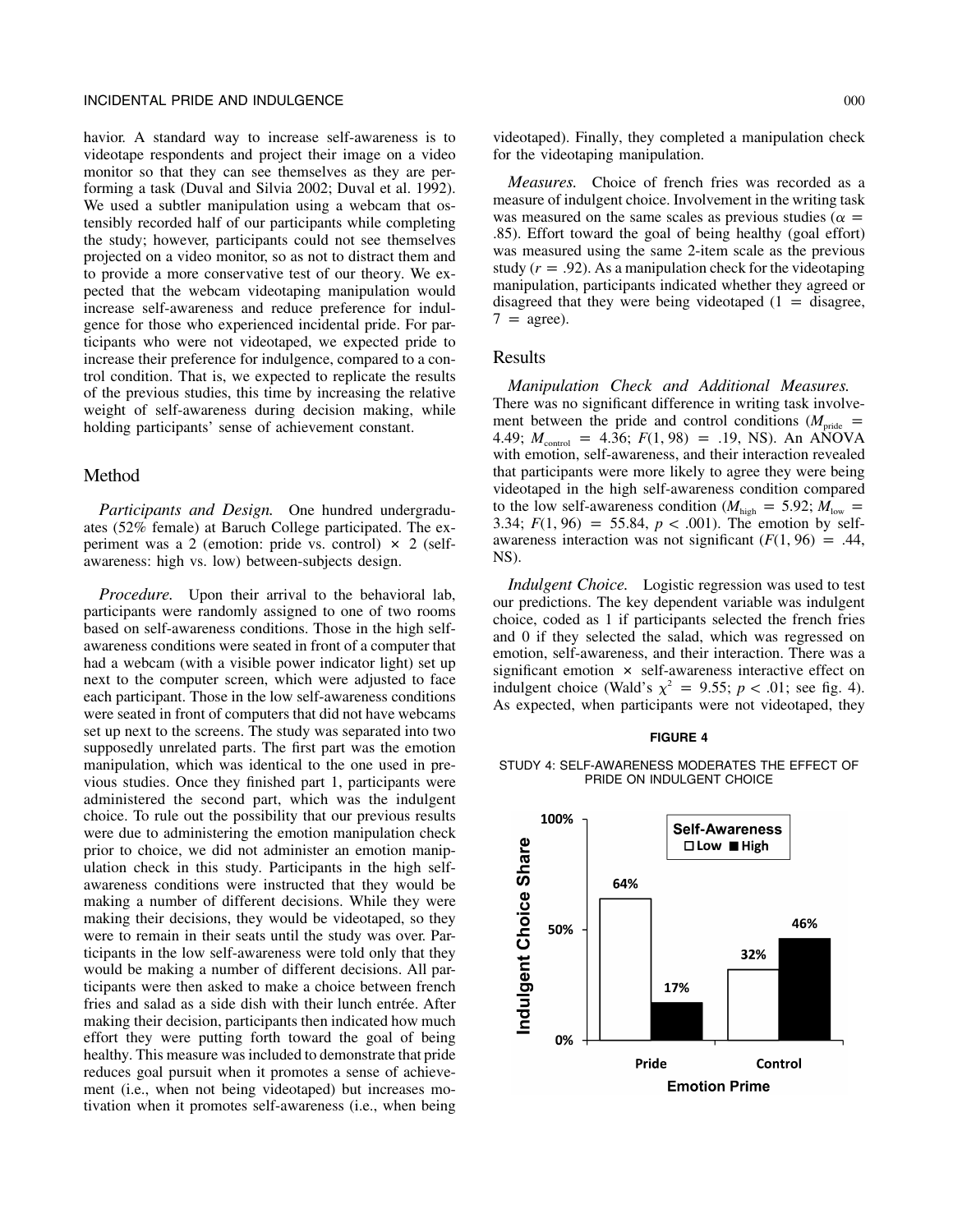havior. A standard way to increase self-awareness is to videotape respondents and project their image on a video monitor so that they can see themselves as they are performing a task (Duval and Silvia 2002; Duval et al. 1992). We used a subtler manipulation using a webcam that ostensibly recorded half of our participants while completing the study; however, participants could not see themselves projected on a video monitor, so as not to distract them and to provide a more conservative test of our theory. We expected that the webcam videotaping manipulation would increase self-awareness and reduce preference for indulgence for those who experienced incidental pride. For participants who were not videotaped, we expected pride to increase their preference for indulgence, compared to a control condition. That is, we expected to replicate the results of the previous studies, this time by increasing the relative weight of self-awareness during decision making, while holding participants' sense of achievement constant.

## Method

*Participants and Design.* One hundred undergraduates (52% female) at Baruch College participated. The experiment was a 2 (emotion: pride vs. control) × 2 (self-awareness: high vs. low) between-subjects design.

*Procedure.* Upon their arrival to the behavioral lab, participants were randomly assigned to one of two rooms based on self-awareness conditions. Those in the high self-awareness conditions were seated in front of a computer that had a webcam (with a visible power indicator light) set up next to the computer screen, which were adjusted to face each participant. Those in the low self-awareness conditions were seated in front of computers that did not have webcams set up next to the screens. The study was separated into two supposedly unrelated parts. The first part was the emotion manipulation, which was identical to the one used in previous studies. Once they finished part 1, participants were administered the second part, which was the indulgent choice. To rule out the possibility that our previous results were due to administering the emotion manipulation check prior to choice, we did not administer an emotion manipulation check in this study. Participants in the high self-awareness conditions were instructed that they would be making a number of different decisions. While they were making their decisions, they would be videotaped, so they were to remain in their seats until the study was over. Participants in the low self-awareness were told only that they would be making a number of different decisions. All participants were then asked to make a choice between french fries and salad as a side dish with their lunch entrée. After making their decision, participants then indicated how much effort they were putting forth toward the goal of being healthy. This measure was included to demonstrate that pride reduces goal pursuit when it promotes a sense of achievement (i.e., when not being videotaped) but increases motivation when it promotes self-awareness (i.e., when being videotaped). Finally, they completed a manipulation check for the videotaping manipulation.

*Measures.* Choice of french fries was recorded as a measure of indulgent choice. Involvement in the writing task was measured on the same scales as previous studies ($\alpha = .85$). Effort toward the goal of being healthy (goal effort) was measured using the same 2-item scale as the previous study ($r = .92$). As a manipulation check for the videotaping manipulation, participants indicated whether they agreed or disagreed that they were being videotaped (1 = disagree, 7 = agree).

## Results

*Manipulation Check and Additional Measures.* There was no significant difference in writing task involvement between the pride and control conditions ($M_{pride} = 4.49$; $M_{control} = 4.36$; $F(1, 98) = .19$, NS). An ANOVA with emotion, self-awareness, and their interaction revealed that participants were more likely to agree they were being videotaped in the high self-awareness condition compared to the low self-awareness condition ($M_{high} = 5.92$; $M_{low} = 3.34$; $F(1, 96) = 55.84$, $p < .001$). The emotion by self-awareness interaction was not significant ($F(1, 96) = .44$, NS).

*Indulgent Choice.* Logistic regression was used to test our predictions. The key dependent variable was indulgent choice, coded as 1 if participants selected the french fries and 0 if they selected the salad, which was regressed on emotion, self-awareness, and their interaction. There was a significant emotion × self-awareness interactive effect on indulgent choice (Wald's $\chi^2 = 9.55$; $p < .01$; see fig. 4). As expected, when participants were not videotaped, they

**FIGURE 4**

STUDY 4: SELF-AWARENESS MODERATES THE EFFECT OF PRIDE ON INDULGENT CHOICE

| Emotion Prime | Self-Awareness: Low | Self-Awareness: High |
|---|---|---|
| Pride | 64% | 17% |
| Control | 32% | 46% |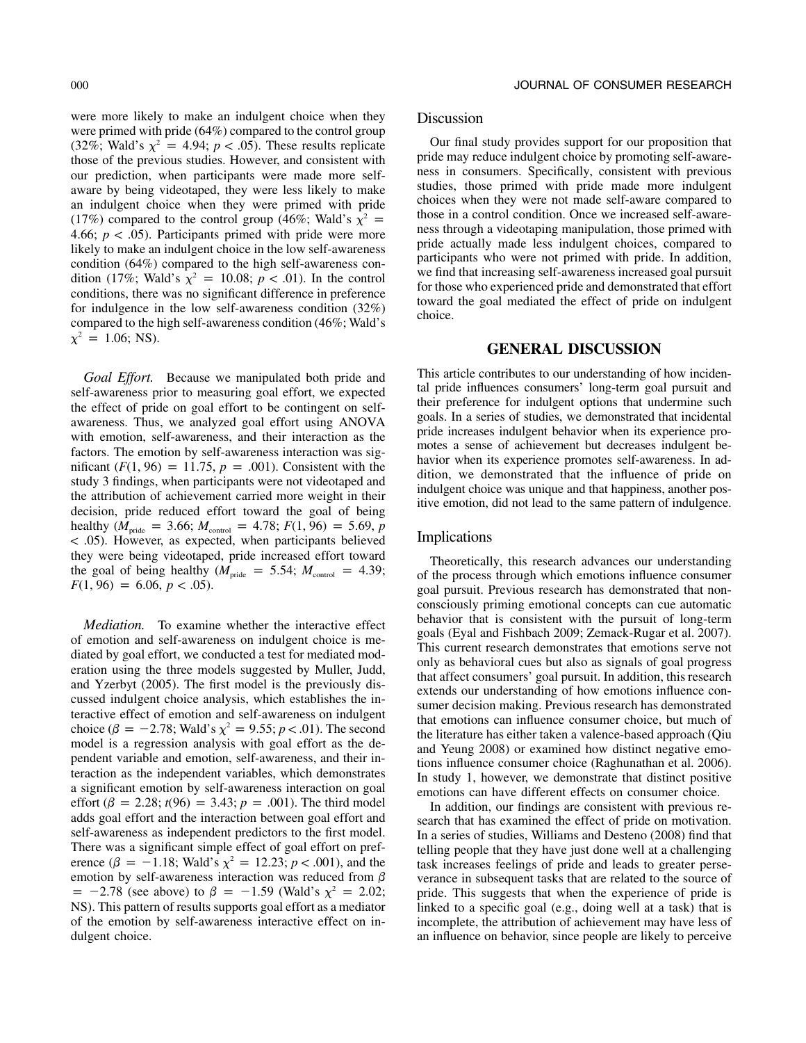were more likely to make an indulgent choice when they were primed with pride (64%) compared to the control group (32%; Wald's $\chi^2 = 4.94$; $p < .05$). These results replicate those of the previous studies. However, and consistent with our prediction, when participants were made more self-aware by being videotaped, they were less likely to make an indulgent choice when they were primed with pride (17%) compared to the control group (46%; Wald's $\chi^2 = 4.66$; $p < .05$). Participants primed with pride were more likely to make an indulgent choice in the low self-awareness condition (64%) compared to the high self-awareness condition (17%; Wald's $\chi^2 = 10.08$; $p < .01$). In the control conditions, there was no significant difference in preference for indulgence in the low self-awareness condition (32%) compared to the high self-awareness condition (46%; Wald's $\chi^2 = 1.06$; NS).

*Goal Effort.* Because we manipulated both pride and self-awareness prior to measuring goal effort, we expected the effect of pride on goal effort to be contingent on self-awareness. Thus, we analyzed goal effort using ANOVA with emotion, self-awareness, and their interaction as the factors. The emotion by self-awareness interaction was significant ($F(1, 96) = 11.75$, $p = .001$). Consistent with the study 3 findings, when participants were not videotaped and the attribution of achievement carried more weight in their decision, pride reduced effort toward the goal of being healthy ($M_{\text{pride}} = 3.66$; $M_{\text{control}} = 4.78$; $F(1, 96) = 5.69$, $p < .05$). However, as expected, when participants believed they were being videotaped, pride increased effort toward the goal of being healthy ($M_{\text{pride}} = 5.54$; $M_{\text{control}} = 4.39$; $F(1, 96) = 6.06$, $p < .05$).

*Mediation.* To examine whether the interactive effect of emotion and self-awareness on indulgent choice is mediated by goal effort, we conducted a test for mediated moderation using the three models suggested by Muller, Judd, and Yzerbyt (2005). The first model is the previously discussed indulgent choice analysis, which establishes the interactive effect of emotion and self-awareness on indulgent choice ($\beta = -2.78$; Wald's $\chi^2 = 9.55$; $p < .01$). The second model is a regression analysis with goal effort as the dependent variable and emotion, self-awareness, and their interaction as the independent variables, which demonstrates a significant emotion by self-awareness interaction on goal effort ($\beta = 2.28$; $t(96) = 3.43$; $p = .001$). The third model adds goal effort and the interaction between goal effort and self-awareness as independent predictors to the first model. There was a significant simple effect of goal effort on preference ($\beta = -1.18$; Wald's $\chi^2 = 12.23$; $p < .001$), and the emotion by self-awareness interaction was reduced from $\beta = -2.78$ (see above) to $\beta = -1.59$ (Wald's $\chi^2 = 2.02$; NS). This pattern of results supports goal effort as a mediator of the emotion by self-awareness interactive effect on indulgent choice.

## Discussion

Our final study provides support for our proposition that pride may reduce indulgent choice by promoting self-awareness in consumers. Specifically, consistent with previous studies, those primed with pride made more indulgent choices when they were not made self-aware compared to those in a control condition. Once we increased self-awareness through a videotaping manipulation, those primed with pride actually made less indulgent choices, compared to participants who were not primed with pride. In addition, we find that increasing self-awareness increased goal pursuit for those who experienced pride and demonstrated that effort toward the goal mediated the effect of pride on indulgent choice.

# GENERAL DISCUSSION

This article contributes to our understanding of how incidental pride influences consumers' long-term goal pursuit and their preference for indulgent options that undermine such goals. In a series of studies, we demonstrated that incidental pride increases indulgent behavior when its experience promotes a sense of achievement but decreases indulgent behavior when its experience promotes self-awareness. In addition, we demonstrated that the influence of pride on indulgent choice was unique and that happiness, another positive emotion, did not lead to the same pattern of indulgence.

## Implications

Theoretically, this research advances our understanding of the process through which emotions influence consumer goal pursuit. Previous research has demonstrated that nonconsciously priming emotional concepts can cue automatic behavior that is consistent with the pursuit of long-term goals (Eyal and Fishbach 2009; Zemack-Rugar et al. 2007). This current research demonstrates that emotions serve not only as behavioral cues but also as signals of goal progress that affect consumers' goal pursuit. In addition, this research extends our understanding of how emotions influence consumer decision making. Previous research has demonstrated that emotions can influence consumer choice, but much of the literature has either taken a valence-based approach (Qiu and Yeung 2008) or examined how distinct negative emotions influence consumer choice (Raghunathan et al. 2006). In study 1, however, we demonstrate that distinct positive emotions can have different effects on consumer choice.

In addition, our findings are consistent with previous research that has examined the effect of pride on motivation. In a series of studies, Williams and Desteno (2008) find that telling people that they have just done well at a challenging task increases feelings of pride and leads to greater perseverance in subsequent tasks that are related to the source of pride. This suggests that when the experience of pride is linked to a specific goal (e.g., doing well at a task) that is incomplete, the attribution of achievement may have less of an influence on behavior, since people are likely to perceive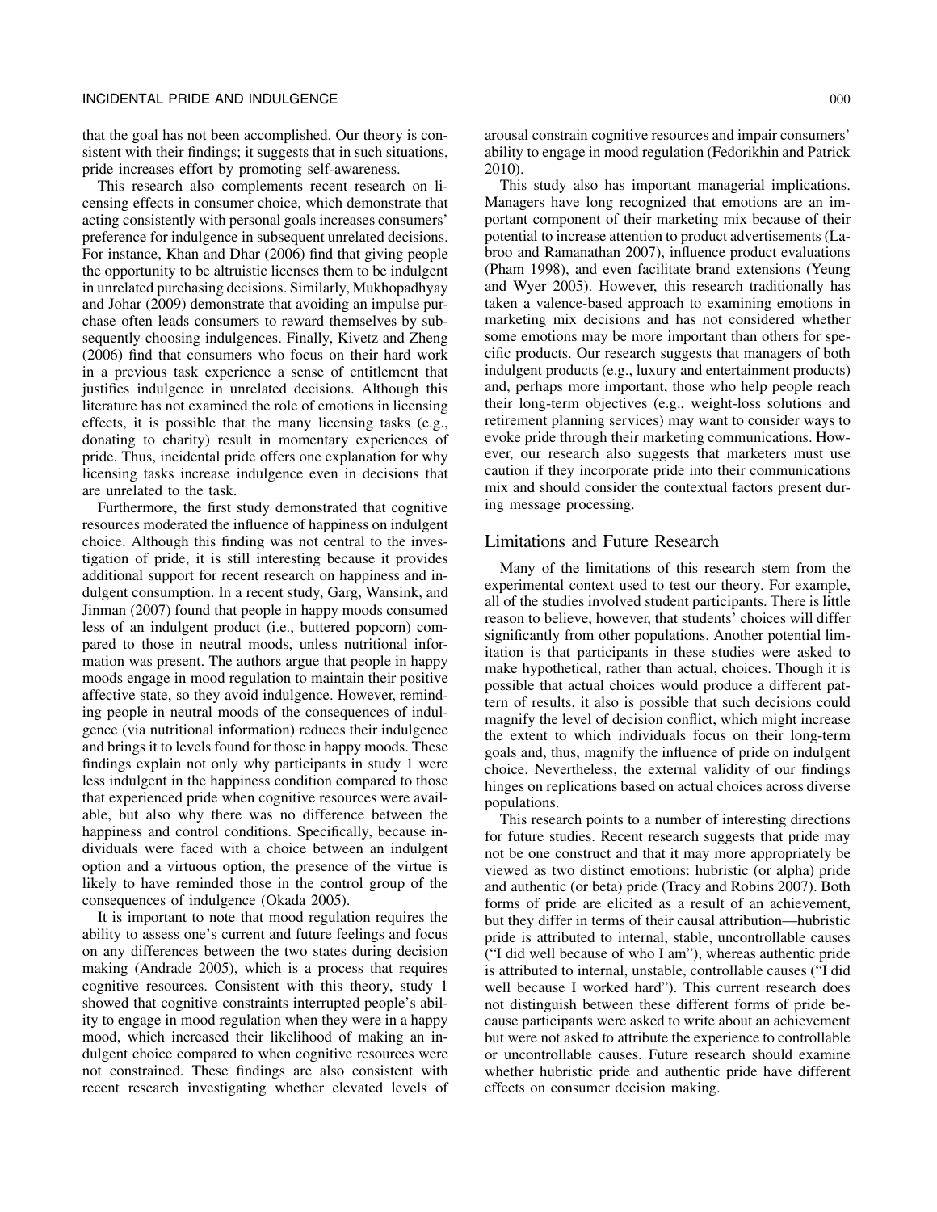that the goal has not been accomplished. Our theory is consistent with their findings; it suggests that in such situations, pride increases effort by promoting self-awareness.

This research also complements recent research on licensing effects in consumer choice, which demonstrate that acting consistently with personal goals increases consumers' preference for indulgence in subsequent unrelated decisions. For instance, Khan and Dhar (2006) find that giving people the opportunity to be altruistic licenses them to be indulgent in unrelated purchasing decisions. Similarly, Mukhopadhyay and Johar (2009) demonstrate that avoiding an impulse purchase often leads consumers to reward themselves by subsequently choosing indulgences. Finally, Kivetz and Zheng (2006) find that consumers who focus on their hard work in a previous task experience a sense of entitlement that justifies indulgence in unrelated decisions. Although this literature has not examined the role of emotions in licensing effects, it is possible that the many licensing tasks (e.g., donating to charity) result in momentary experiences of pride. Thus, incidental pride offers one explanation for why licensing tasks increase indulgence even in decisions that are unrelated to the task.

Furthermore, the first study demonstrated that cognitive resources moderated the influence of happiness on indulgent choice. Although this finding was not central to the investigation of pride, it is still interesting because it provides additional support for recent research on happiness and indulgent consumption. In a recent study, Garg, Wansink, and Jinman (2007) found that people in happy moods consumed less of an indulgent product (i.e., buttered popcorn) compared to those in neutral moods, unless nutritional information was present. The authors argue that people in happy moods engage in mood regulation to maintain their positive affective state, so they avoid indulgence. However, reminding people in neutral moods of the consequences of indulgence (via nutritional information) reduces their indulgence and brings it to levels found for those in happy moods. These findings explain not only why participants in study 1 were less indulgent in the happiness condition compared to those that experienced pride when cognitive resources were available, but also why there was no difference between the happiness and control conditions. Specifically, because individuals were faced with a choice between an indulgent option and a virtuous option, the presence of the virtue is likely to have reminded those in the control group of the consequences of indulgence (Okada 2005).

It is important to note that mood regulation requires the ability to assess one's current and future feelings and focus on any differences between the two states during decision making (Andrade 2005), which is a process that requires cognitive resources. Consistent with this theory, study 1 showed that cognitive constraints interrupted people's ability to engage in mood regulation when they were in a happy mood, which increased their likelihood of making an indulgent choice compared to when cognitive resources were not constrained. These findings are also consistent with recent research investigating whether elevated levels of arousal constrain cognitive resources and impair consumers' ability to engage in mood regulation (Fedorikhin and Patrick 2010).

This study also has important managerial implications. Managers have long recognized that emotions are an important component of their marketing mix because of their potential to increase attention to product advertisements (Labroo and Ramanathan 2007), influence product evaluations (Pham 1998), and even facilitate brand extensions (Yeung and Wyer 2005). However, this research traditionally has taken a valence-based approach to examining emotions in marketing mix decisions and has not considered whether some emotions may be more important than others for specific products. Our research suggests that managers of both indulgent products (e.g., luxury and entertainment products) and, perhaps more important, those who help people reach their long-term objectives (e.g., weight-loss solutions and retirement planning services) may want to consider ways to evoke pride through their marketing communications. However, our research also suggests that marketers must use caution if they incorporate pride into their communications mix and should consider the contextual factors present during message processing.

## Limitations and Future Research

Many of the limitations of this research stem from the experimental context used to test our theory. For example, all of the studies involved student participants. There is little reason to believe, however, that students' choices will differ significantly from other populations. Another potential limitation is that participants in these studies were asked to make hypothetical, rather than actual, choices. Though it is possible that actual choices would produce a different pattern of results, it also is possible that such decisions could magnify the level of decision conflict, which might increase the extent to which individuals focus on their long-term goals and, thus, magnify the influence of pride on indulgent choice. Nevertheless, the external validity of our findings hinges on replications based on actual choices across diverse populations.

This research points to a number of interesting directions for future studies. Recent research suggests that pride may not be one construct and that it may more appropriately be viewed as two distinct emotions: hubristic (or alpha) pride and authentic (or beta) pride (Tracy and Robins 2007). Both forms of pride are elicited as a result of an achievement, but they differ in terms of their causal attribution—hubristic pride is attributed to internal, stable, uncontrollable causes ("I did well because of who I am"), whereas authentic pride is attributed to internal, unstable, controllable causes ("I did well because I worked hard"). This current research does not distinguish between these different forms of pride because participants were asked to write about an achievement but were not asked to attribute the experience to controllable or uncontrollable causes. Future research should examine whether hubristic pride and authentic pride have different effects on consumer decision making.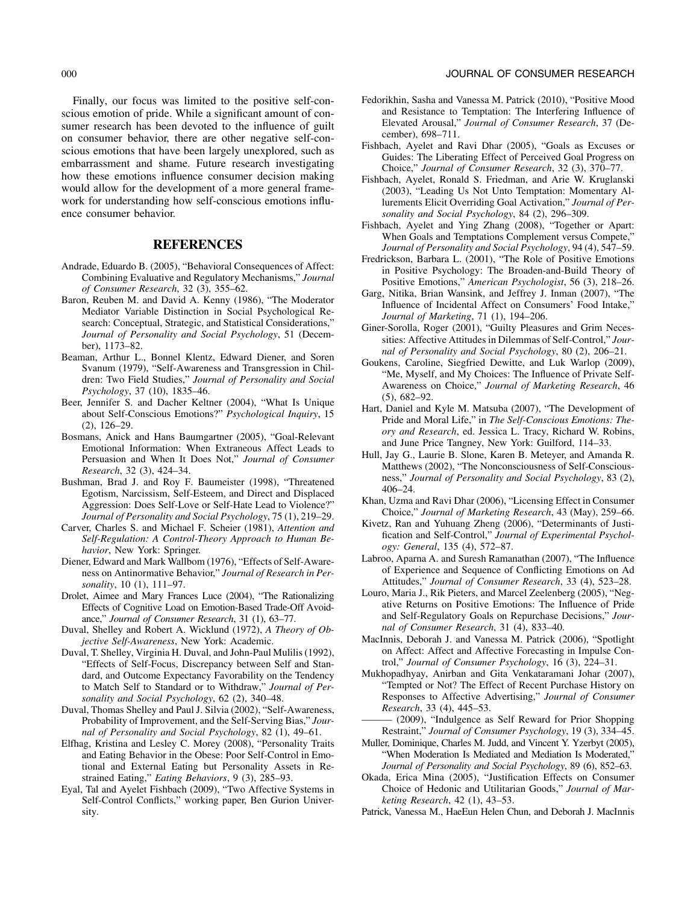Finally, our focus was limited to the positive self-conscious emotion of pride. While a significant amount of consumer research has been devoted to the influence of guilt on consumer behavior, there are other negative self-conscious emotions that have been largely unexplored, such as embarrassment and shame. Future research investigating how these emotions influence consumer decision making would allow for the development of a more general framework for understanding how self-conscious emotions influence consumer behavior.

## REFERENCES

Andrade, Eduardo B. (2005), "Behavioral Consequences of Affect: Combining Evaluative and Regulatory Mechanisms," *Journal of Consumer Research*, 32 (3), 355–62.

Baron, Reuben M. and David A. Kenny (1986), "The Moderator Mediator Variable Distinction in Social Psychological Research: Conceptual, Strategic, and Statistical Considerations," *Journal of Personality and Social Psychology*, 51 (December), 1173–82.

Beaman, Arthur L., Bonnel Klentz, Edward Diener, and Soren Svanum (1979), "Self-Awareness and Transgression in Children: Two Field Studies," *Journal of Personality and Social Psychology*, 37 (10), 1835–46.

Beer, Jennifer S. and Dacher Keltner (2004), "What Is Unique about Self-Conscious Emotions?" *Psychological Inquiry*, 15 (2), 126–29.

Bosmans, Anick and Hans Baumgartner (2005), "Goal-Relevant Emotional Information: When Extraneous Affect Leads to Persuasion and When It Does Not," *Journal of Consumer Research*, 32 (3), 424–34.

Bushman, Brad J. and Roy F. Baumeister (1998), "Threatened Egotism, Narcissism, Self-Esteem, and Direct and Displaced Aggression: Does Self-Love or Self-Hate Lead to Violence?" *Journal of Personality and Social Psychology*, 75 (1), 219–29.

Carver, Charles S. and Michael F. Scheier (1981), *Attention and Self-Regulation: A Control-Theory Approach to Human Behavior*, New York: Springer.

Diener, Edward and Mark Wallbom (1976), "Effects of Self-Awareness on Antinormative Behavior," *Journal of Research in Personality*, 10 (1), 111–97.

Drolet, Aimee and Mary Frances Luce (2004), "The Rationalizing Effects of Cognitive Load on Emotion-Based Trade-Off Avoidance," *Journal of Consumer Research*, 31 (1), 63–77.

Duval, Shelley and Robert A. Wicklund (1972), *A Theory of Objective Self-Awareness*, New York: Academic.

Duval, T. Shelley, Virginia H. Duval, and John-Paul Mulilis (1992), "Effects of Self-Focus, Discrepancy between Self and Standard, and Outcome Expectancy Favorability on the Tendency to Match Self to Standard or to Withdraw," *Journal of Personality and Social Psychology*, 62 (2), 340–48.

Duval, Thomas Shelley and Paul J. Silvia (2002), "Self-Awareness, Probability of Improvement, and the Self-Serving Bias," *Journal of Personality and Social Psychology*, 82 (1), 49–61.

Elfhag, Kristina and Lesley C. Morey (2008), "Personality Traits and Eating Behavior in the Obese: Poor Self-Control in Emotional and External Eating but Personality Assets in Restrained Eating," *Eating Behaviors*, 9 (3), 285–93.

Eyal, Tal and Ayelet Fishbach (2009), "Two Affective Systems in Self-Control Conflicts," working paper, Ben Gurion University.

Fedorikhin, Sasha and Vanessa M. Patrick (2010), "Positive Mood and Resistance to Temptation: The Interfering Influence of Elevated Arousal," *Journal of Consumer Research*, 37 (December), 698–711.

Fishbach, Ayelet and Ravi Dhar (2005), "Goals as Excuses or Guides: The Liberating Effect of Perceived Goal Progress on Choice," *Journal of Consumer Research*, 32 (3), 370–77.

Fishbach, Ayelet, Ronald S. Friedman, and Arie W. Kruglanski (2003), "Leading Us Not Unto Temptation: Momentary Allurements Elicit Overriding Goal Activation," *Journal of Personality and Social Psychology*, 84 (2), 296–309.

Fishbach, Ayelet and Ying Zhang (2008), "Together or Apart: When Goals and Temptations Complement versus Compete," *Journal of Personality and Social Psychology*, 94 (4), 547–59.

Fredrickson, Barbara L. (2001), "The Role of Positive Emotions in Positive Psychology: The Broaden-and-Build Theory of Positive Emotions," *American Psychologist*, 56 (3), 218–26.

Garg, Nitika, Brian Wansink, and Jeffrey J. Inman (2007), "The Influence of Incidental Affect on Consumers' Food Intake," *Journal of Marketing*, 71 (1), 194–206.

Giner-Sorolla, Roger (2001), "Guilty Pleasures and Grim Necessities: Affective Attitudes in Dilemmas of Self-Control," *Journal of Personality and Social Psychology*, 80 (2), 206–21.

Goukens, Caroline, Siegfried Dewitte, and Luk Warlop (2009), "Me, Myself, and My Choices: The Influence of Private Self-Awareness on Choice," *Journal of Marketing Research*, 46 (5), 682–92.

Hart, Daniel and Kyle M. Matsuba (2007), "The Development of Pride and Moral Life," in *The Self-Conscious Emotions: Theory and Research*, ed. Jessica L. Tracy, Richard W. Robins, and June Price Tangney, New York: Guilford, 114–33.

Hull, Jay G., Laurie B. Slone, Karen B. Meteyer, and Amanda R. Matthews (2002), "The Nonconsciousness of Self-Consciousness," *Journal of Personality and Social Psychology*, 83 (2), 406–24.

Khan, Uzma and Ravi Dhar (2006), "Licensing Effect in Consumer Choice," *Journal of Marketing Research*, 43 (May), 259–66.

Kivetz, Ran and Yuhuang Zheng (2006), "Determinants of Justification and Self-Control," *Journal of Experimental Psychology: General*, 135 (4), 572–87.

Labroo, Aparna A. and Suresh Ramanathan (2007), "The Influence of Experience and Sequence of Conflicting Emotions on Ad Attitudes," *Journal of Consumer Research*, 33 (4), 523–28.

Louro, Maria J., Rik Pieters, and Marcel Zeelenberg (2005), "Negative Returns on Positive Emotions: The Influence of Pride and Self-Regulatory Goals on Repurchase Decisions," *Journal of Consumer Research*, 31 (4), 833–40.

MacInnis, Deborah J. and Vanessa M. Patrick (2006), "Spotlight on Affect: Affect and Affective Forecasting in Impulse Control," *Journal of Consumer Psychology*, 16 (3), 224–31.

Mukhopadhyay, Anirban and Gita Venkataramani Johar (2007), "Tempted or Not? The Effect of Recent Purchase History on Responses to Affective Advertising," *Journal of Consumer Research*, 33 (4), 445–53.

——— (2009), "Indulgence as Self Reward for Prior Shopping Restraint," *Journal of Consumer Psychology*, 19 (3), 334–45.

Muller, Dominique, Charles M. Judd, and Vincent Y. Yzerbyt (2005), "When Moderation Is Mediated and Mediation Is Moderated," *Journal of Personality and Social Psychology*, 89 (6), 852–63.

Okada, Erica Mina (2005), "Justification Effects on Consumer Choice of Hedonic and Utilitarian Goods," *Journal of Marketing Research*, 42 (1), 43–53.

Patrick, Vanessa M., HaeEun Helen Chun, and Deborah J. MacInnis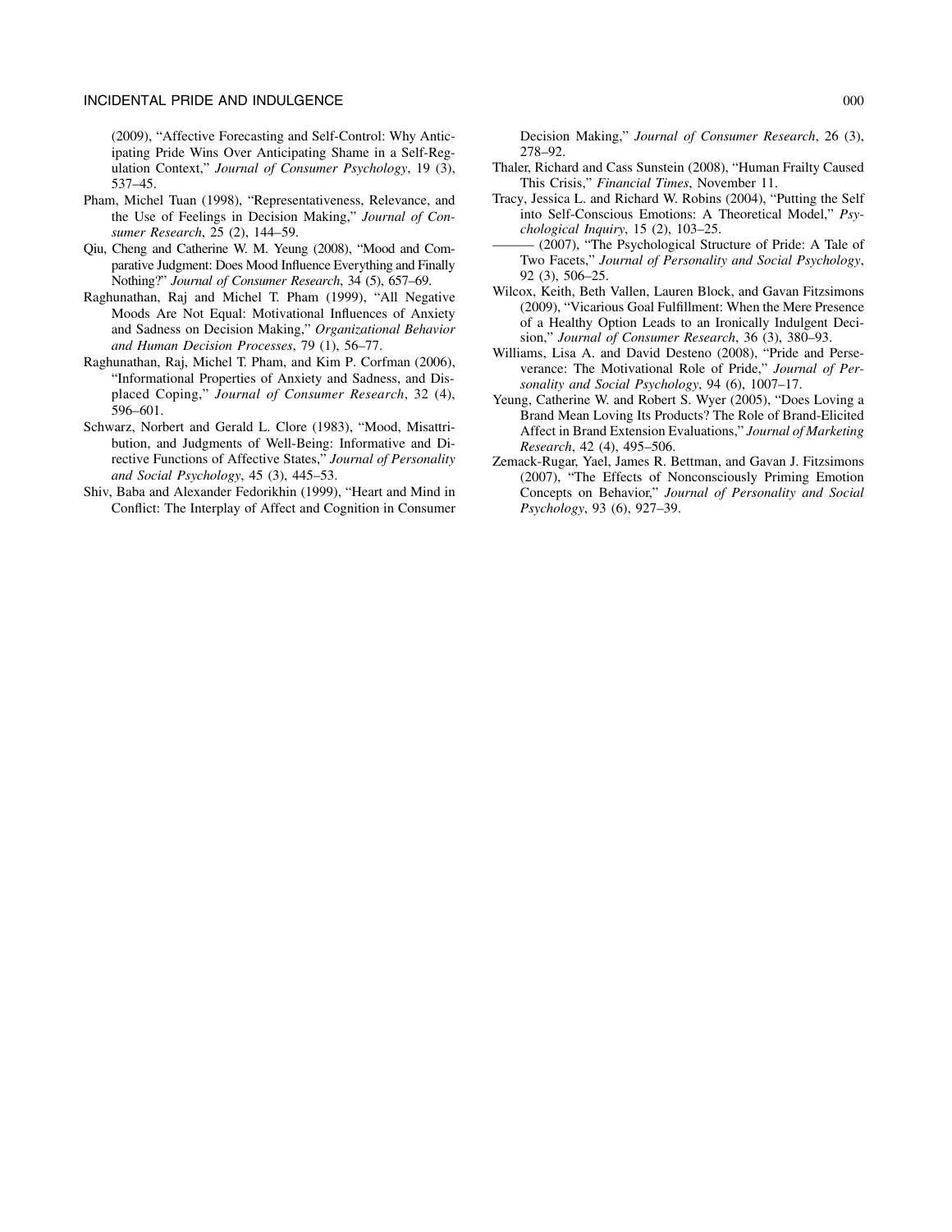(2009), "Affective Forecasting and Self-Control: Why Anticipating Pride Wins Over Anticipating Shame in a Self-Regulation Context," *Journal of Consumer Psychology*, 19 (3), 537–45.

Pham, Michel Tuan (1998), "Representativeness, Relevance, and the Use of Feelings in Decision Making," *Journal of Consumer Research*, 25 (2), 144–59.

Qiu, Cheng and Catherine W. M. Yeung (2008), "Mood and Comparative Judgment: Does Mood Influence Everything and Finally Nothing?" *Journal of Consumer Research*, 34 (5), 657–69.

Raghunathan, Raj and Michel T. Pham (1999), "All Negative Moods Are Not Equal: Motivational Influences of Anxiety and Sadness on Decision Making," *Organizational Behavior and Human Decision Processes*, 79 (1), 56–77.

Raghunathan, Raj, Michel T. Pham, and Kim P. Corfman (2006), "Informational Properties of Anxiety and Sadness, and Displaced Coping," *Journal of Consumer Research*, 32 (4), 596–601.

Schwarz, Norbert and Gerald L. Clore (1983), "Mood, Misattribution, and Judgments of Well-Being: Informative and Directive Functions of Affective States," *Journal of Personality and Social Psychology*, 45 (3), 445–53.

Shiv, Baba and Alexander Fedorikhin (1999), "Heart and Mind in Conflict: The Interplay of Affect and Cognition in Consumer Decision Making," *Journal of Consumer Research*, 26 (3), 278–92.

Thaler, Richard and Cass Sunstein (2008), "Human Frailty Caused This Crisis," *Financial Times*, November 11.

Tracy, Jessica L. and Richard W. Robins (2004), "Putting the Self into Self-Conscious Emotions: A Theoretical Model," *Psychological Inquiry*, 15 (2), 103–25.

——— (2007), "The Psychological Structure of Pride: A Tale of Two Facets," *Journal of Personality and Social Psychology*, 92 (3), 506–25.

Wilcox, Keith, Beth Vallen, Lauren Block, and Gavan Fitzsimons (2009), "Vicarious Goal Fulfillment: When the Mere Presence of a Healthy Option Leads to an Ironically Indulgent Decision," *Journal of Consumer Research*, 36 (3), 380–93.

Williams, Lisa A. and David Desteno (2008), "Pride and Perseverance: The Motivational Role of Pride," *Journal of Personality and Social Psychology*, 94 (6), 1007–17.

Yeung, Catherine W. and Robert S. Wyer (2005), "Does Loving a Brand Mean Loving Its Products? The Role of Brand-Elicited Affect in Brand Extension Evaluations," *Journal of Marketing Research*, 42 (4), 495–506.

Zemack-Rugar, Yael, James R. Bettman, and Gavan J. Fitzsimons (2007), "The Effects of Nonconsciously Priming Emotion Concepts on Behavior," *Journal of Personality and Social Psychology*, 93 (6), 927–39.